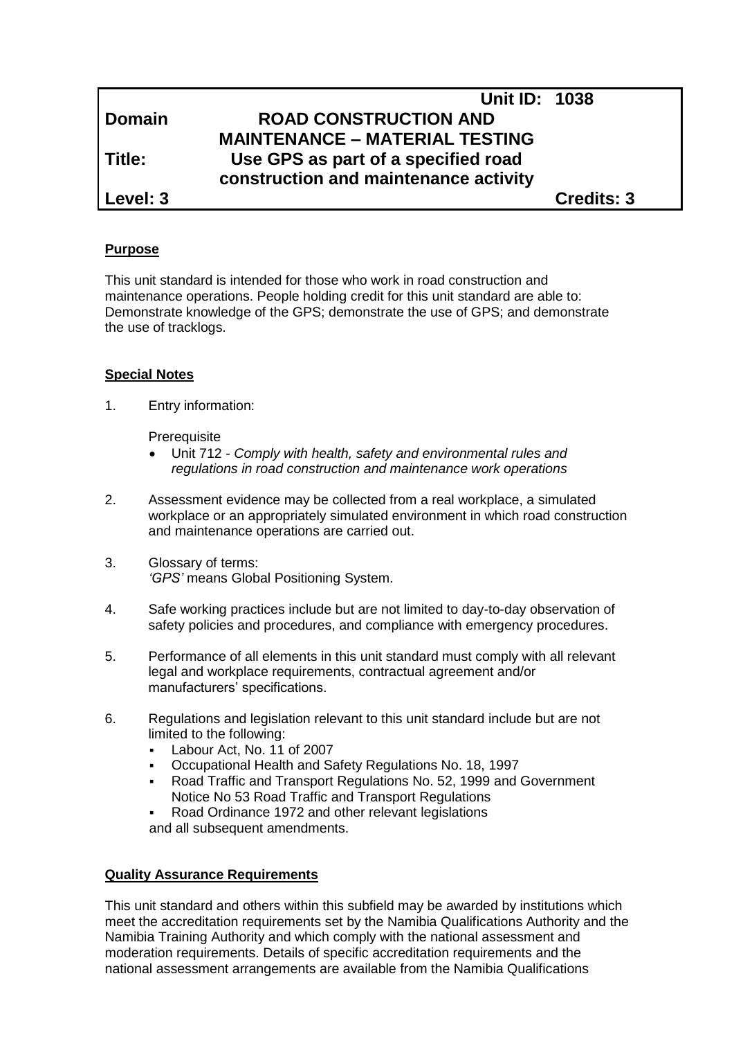| | Unit ID: 1038 | |
|---|---|---|
| **Domain** | **ROAD CONSTRUCTION AND MAINTENANCE – MATERIAL TESTING** | |
| **Title:** | **Use GPS as part of a specified road construction and maintenance activity** | |
| **Level: 3** | | **Credits: 3** |

## Purpose

This unit standard is intended for those who work in road construction and maintenance operations. People holding credit for this unit standard are able to: Demonstrate knowledge of the GPS; demonstrate the use of GPS; and demonstrate the use of tracklogs.

## Special Notes

1. Entry information:

   Prerequisite

   - Unit 712 - *Comply with health, safety and environmental rules and regulations in road construction and maintenance work operations*

2. Assessment evidence may be collected from a real workplace, a simulated workplace or an appropriately simulated environment in which road construction and maintenance operations are carried out.

3. Glossary of terms:
   *'GPS'* means Global Positioning System.

4. Safe working practices include but are not limited to day-to-day observation of safety policies and procedures, and compliance with emergency procedures.

5. Performance of all elements in this unit standard must comply with all relevant legal and workplace requirements, contractual agreement and/or manufacturers' specifications.

6. Regulations and legislation relevant to this unit standard include but are not limited to the following:
   - Labour Act, No. 11 of 2007
   - Occupational Health and Safety Regulations No. 18, 1997
   - Road Traffic and Transport Regulations No. 52, 1999 and Government Notice No 53 Road Traffic and Transport Regulations
   - Road Ordinance 1972 and other relevant legislations

   and all subsequent amendments.

## Quality Assurance Requirements

This unit standard and others within this subfield may be awarded by institutions which meet the accreditation requirements set by the Namibia Qualifications Authority and the Namibia Training Authority and which comply with the national assessment and moderation requirements. Details of specific accreditation requirements and the national assessment arrangements are available from the Namibia Qualifications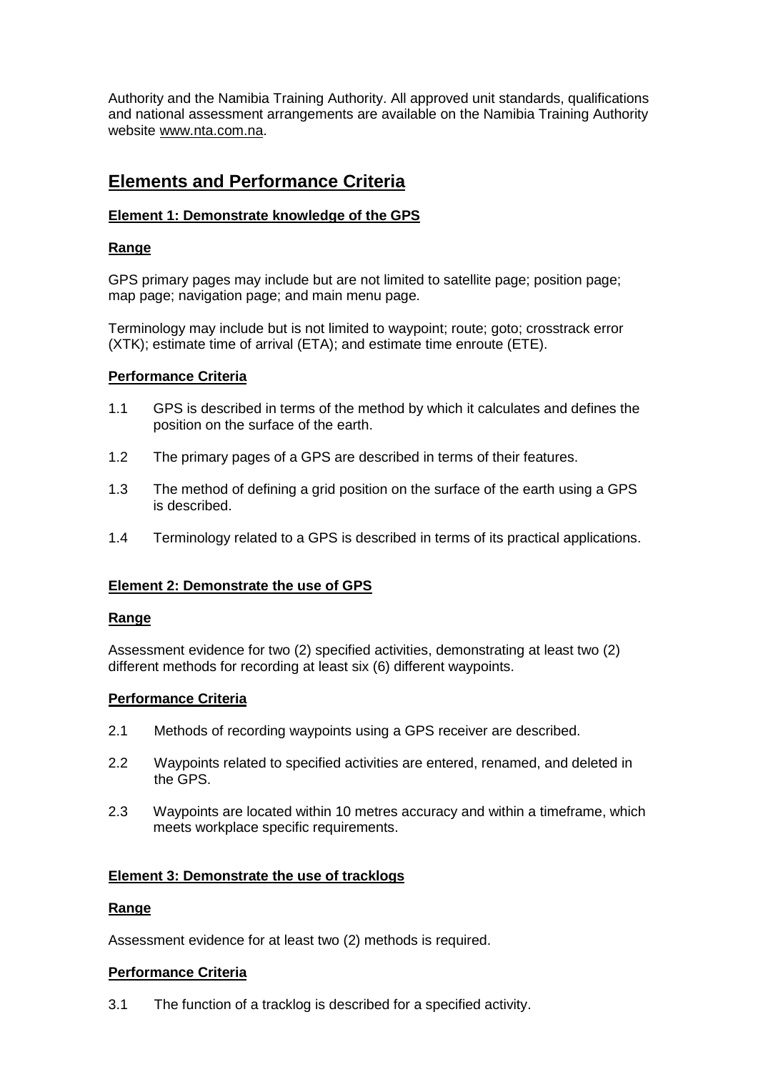Authority and the Namibia Training Authority. All approved unit standards, qualifications and national assessment arrangements are available on the Namibia Training Authority website www.nta.com.na.

## Elements and Performance Criteria

### Element 1: Demonstrate knowledge of the GPS

**Range**

GPS primary pages may include but are not limited to satellite page; position page; map page; navigation page; and main menu page.

Terminology may include but is not limited to waypoint; route; goto; crosstrack error (XTK); estimate time of arrival (ETA); and estimate time enroute (ETE).

**Performance Criteria**

1.1 GPS is described in terms of the method by which it calculates and defines the position on the surface of the earth.

1.2 The primary pages of a GPS are described in terms of their features.

1.3 The method of defining a grid position on the surface of the earth using a GPS is described.

1.4 Terminology related to a GPS is described in terms of its practical applications.

### Element 2: Demonstrate the use of GPS

**Range**

Assessment evidence for two (2) specified activities, demonstrating at least two (2) different methods for recording at least six (6) different waypoints.

**Performance Criteria**

2.1 Methods of recording waypoints using a GPS receiver are described.

2.2 Waypoints related to specified activities are entered, renamed, and deleted in the GPS.

2.3 Waypoints are located within 10 metres accuracy and within a timeframe, which meets workplace specific requirements.

### Element 3: Demonstrate the use of tracklogs

**Range**

Assessment evidence for at least two (2) methods is required.

**Performance Criteria**

3.1 The function of a tracklog is described for a specified activity.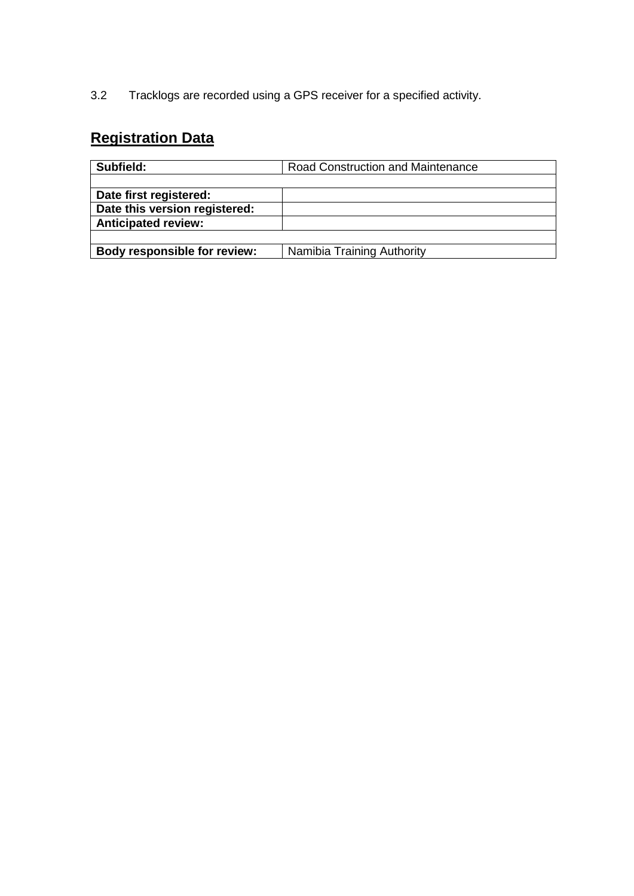3.2 Tracklogs are recorded using a GPS receiver for a specified activity.

## Registration Data

| | |
|---|---|
| **Subfield:** | Road Construction and Maintenance |
| | |
| **Date first registered:** | |
| **Date this version registered:** | |
| **Anticipated review:** | |
| | |
| **Body responsible for review:** | Namibia Training Authority |